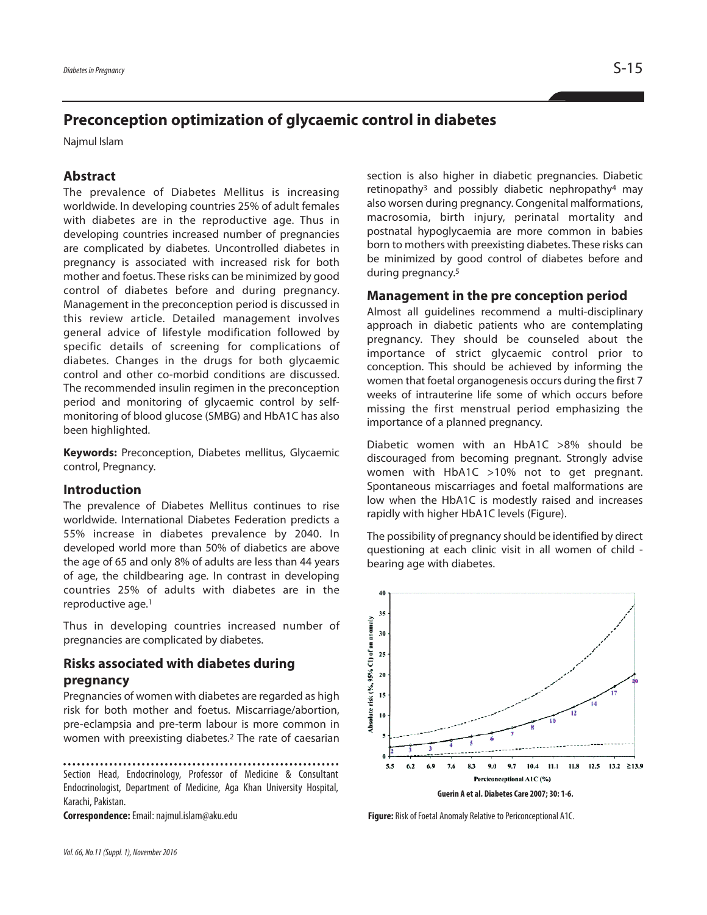// Preconception optimization of glycaemic control in diabetes

# Preconception optimization of glycaemic control in diabetes

Najmul Islam

## Abstract

The prevalence of Diabetes Mellitus is increasing worldwide. In developing countries 25% of adult females with diabetes are in the reproductive age. Thus in developing countries increased number of pregnancies are complicated by diabetes. Uncontrolled diabetes in pregnancy is associated with increased risk for both mother and foetus. These risks can be minimized by good control of diabetes before and during pregnancy. Management in the preconception period is discussed in this review article. Detailed management involves general advice of lifestyle modification followed by specific details of screening for complications of diabetes. Changes in the drugs for both glycaemic control and other co-morbid conditions are discussed. The recommended insulin regimen in the preconception period and monitoring of glycaemic control by self-monitoring of blood glucose (SMBG) and HbA1C has also been highlighted.

**Keywords:** Preconception, Diabetes mellitus, Glycaemic control, Pregnancy.

## Introduction

The prevalence of Diabetes Mellitus continues to rise worldwide. International Diabetes Federation predicts a 55% increase in diabetes prevalence by 2040. In developed world more than 50% of diabetics are above the age of 65 and only 8% of adults are less than 44 years of age, the childbearing age. In contrast in developing countries 25% of adults with diabetes are in the reproductive age.[1]

Thus in developing countries increased number of pregnancies are complicated by diabetes.

## Risks associated with diabetes during pregnancy

Pregnancies of women with diabetes are regarded as high risk for both mother and foetus. Miscarriage/abortion, pre-eclampsia and pre-term labour is more common in women with preexisting diabetes.[2] The rate of caesarian section is also higher in diabetic pregnancies. Diabetic retinopathy[3] and possibly diabetic nephropathy[4] may also worsen during pregnancy. Congenital malformations, macrosomia, birth injury, perinatal mortality and postnatal hypoglycaemia are more common in babies born to mothers with preexisting diabetes. These risks can be minimized by good control of diabetes before and during pregnancy.[5]

## Management in the pre conception period

Almost all guidelines recommend a multi-disciplinary approach in diabetic patients who are contemplating pregnancy. They should be counseled about the importance of strict glycaemic control prior to conception. This should be achieved by informing the women that foetal organogenesis occurs during the first 7 weeks of intrauterine life some of which occurs before missing the first menstrual period emphasizing the importance of a planned pregnancy.

Diabetic women with an HbA1C >8% should be discouraged from becoming pregnant. Strongly advise women with HbA1C >10% not to get pregnant. Spontaneous miscarriages and foetal malformations are low when the HbA1C is modestly raised and increases rapidly with higher HbA1C levels (Figure).

The possibility of pregnancy should be identified by direct questioning at each clinic visit in all women of child - bearing age with diabetes.

Absolute risk (%, 95% CI) of an anomaly

0 5 10 15 20 25 30 35 40

2 3 3 4 5 6 7 8 10 12 14 17 20

5.5 6.2 6.9 7.6 8.3 9.0 9.7 10.4 11.1 11.8 12.5 13.2 ≥13.9

Periconceptional A1C (%)

Guerin A et al. Diabetes Care 2007; 30: 1-6.

**Figure:** Risk of Foetal Anomaly Relative to Periconceptional A1C.

Section Head, Endocrinology, Professor of Medicine & Consultant Endocrinologist, Department of Medicine, Aga Khan University Hospital, Karachi, Pakistan.

**Correspondence:** Email: najmul.islam@aku.edu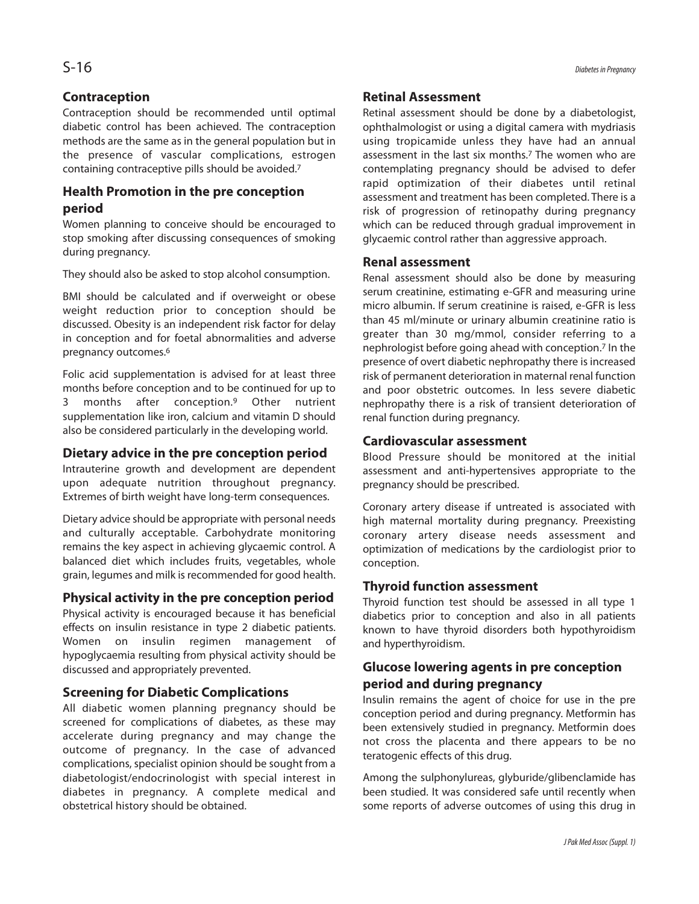## Contraception

Contraception should be recommended until optimal diabetic control has been achieved. The contraception methods are the same as in the general population but in the presence of vascular complications, estrogen containing contraceptive pills should be avoided.[7]

## Health Promotion in the pre conception period

Women planning to conceive should be encouraged to stop smoking after discussing consequences of smoking during pregnancy.

They should also be asked to stop alcohol consumption.

BMI should be calculated and if overweight or obese weight reduction prior to conception should be discussed. Obesity is an independent risk factor for delay in conception and for foetal abnormalities and adverse pregnancy outcomes.[6]

Folic acid supplementation is advised for at least three months before conception and to be continued for up to 3 months after conception.[9] Other nutrient supplementation like iron, calcium and vitamin D should also be considered particularly in the developing world.

## Dietary advice in the pre conception period

Intrauterine growth and development are dependent upon adequate nutrition throughout pregnancy. Extremes of birth weight have long-term consequences.

Dietary advice should be appropriate with personal needs and culturally acceptable. Carbohydrate monitoring remains the key aspect in achieving glycaemic control. A balanced diet which includes fruits, vegetables, whole grain, legumes and milk is recommended for good health.

## Physical activity in the pre conception period

Physical activity is encouraged because it has beneficial effects on insulin resistance in type 2 diabetic patients. Women on insulin regimen management of hypoglycaemia resulting from physical activity should be discussed and appropriately prevented.

## Screening for Diabetic Complications

All diabetic women planning pregnancy should be screened for complications of diabetes, as these may accelerate during pregnancy and may change the outcome of pregnancy. In the case of advanced complications, specialist opinion should be sought from a diabetologist/endocrinologist with special interest in diabetes in pregnancy. A complete medical and obstetrical history should be obtained.

## Retinal Assessment

Retinal assessment should be done by a diabetologist, ophthalmologist or using a digital camera with mydriasis using tropicamide unless they have had an annual assessment in the last six months.[7] The women who are contemplating pregnancy should be advised to defer rapid optimization of their diabetes until retinal assessment and treatment has been completed. There is a risk of progression of retinopathy during pregnancy which can be reduced through gradual improvement in glycaemic control rather than aggressive approach.

## Renal assessment

Renal assessment should also be done by measuring serum creatinine, estimating e-GFR and measuring urine micro albumin. If serum creatinine is raised, e-GFR is less than 45 ml/minute or urinary albumin creatinine ratio is greater than 30 mg/mmol, consider referring to a nephrologist before going ahead with conception.[7] In the presence of overt diabetic nephropathy there is increased risk of permanent deterioration in maternal renal function and poor obstetric outcomes. In less severe diabetic nephropathy there is a risk of transient deterioration of renal function during pregnancy.

## Cardiovascular assessment

Blood Pressure should be monitored at the initial assessment and anti-hypertensives appropriate to the pregnancy should be prescribed.

Coronary artery disease if untreated is associated with high maternal mortality during pregnancy. Preexisting coronary artery disease needs assessment and optimization of medications by the cardiologist prior to conception.

## Thyroid function assessment

Thyroid function test should be assessed in all type 1 diabetics prior to conception and also in all patients known to have thyroid disorders both hypothyroidism and hyperthyroidism.

## Glucose lowering agents in pre conception period and during pregnancy

Insulin remains the agent of choice for use in the pre conception period and during pregnancy. Metformin has been extensively studied in pregnancy. Metformin does not cross the placenta and there appears to be no teratogenic effects of this drug.

Among the sulphonylureas, glyburide/glibenclamide has been studied. It was considered safe until recently when some reports of adverse outcomes of using this drug in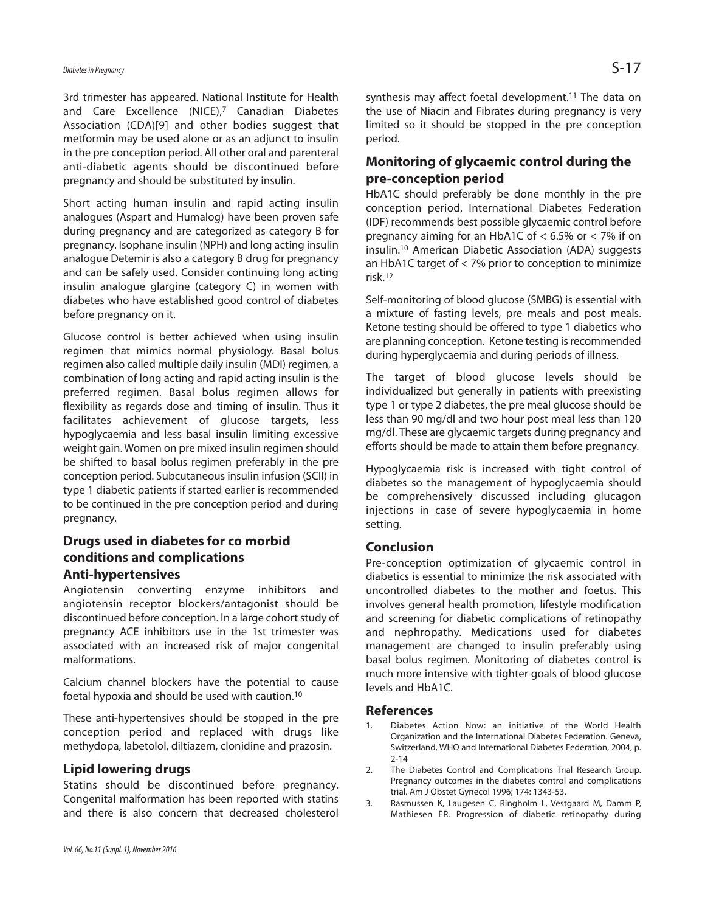3rd trimester has appeared. National Institute for Health and Care Excellence (NICE),[7] Canadian Diabetes Association (CDA)[9] and other bodies suggest that metformin may be used alone or as an adjunct to insulin in the pre conception period. All other oral and parenteral anti-diabetic agents should be discontinued before pregnancy and should be substituted by insulin.

Short acting human insulin and rapid acting insulin analogues (Aspart and Humalog) have been proven safe during pregnancy and are categorized as category B for pregnancy. Isophane insulin (NPH) and long acting insulin analogue Detemir is also a category B drug for pregnancy and can be safely used. Consider continuing long acting insulin analogue glargine (category C) in women with diabetes who have established good control of diabetes before pregnancy on it.

Glucose control is better achieved when using insulin regimen that mimics normal physiology. Basal bolus regimen also called multiple daily insulin (MDI) regimen, a combination of long acting and rapid acting insulin is the preferred regimen. Basal bolus regimen allows for flexibility as regards dose and timing of insulin. Thus it facilitates achievement of glucose targets, less hypoglycaemia and less basal insulin limiting excessive weight gain. Women on pre mixed insulin regimen should be shifted to basal bolus regimen preferably in the pre conception period. Subcutaneous insulin infusion (SCII) in type 1 diabetic patients if started earlier is recommended to be continued in the pre conception period and during pregnancy.

## Drugs used in diabetes for co morbid conditions and complications

### Anti-hypertensives

Angiotensin converting enzyme inhibitors and angiotensin receptor blockers/antagonist should be discontinued before conception. In a large cohort study of pregnancy ACE inhibitors use in the 1st trimester was associated with an increased risk of major congenital malformations.

Calcium channel blockers have the potential to cause foetal hypoxia and should be used with caution.[10]

These anti-hypertensives should be stopped in the pre conception period and replaced with drugs like methydopa, labetolol, diltiazem, clonidine and prazosin.

### Lipid lowering drugs

Statins should be discontinued before pregnancy. Congenital malformation has been reported with statins and there is also concern that decreased cholesterol synthesis may affect foetal development.[11] The data on the use of Niacin and Fibrates during pregnancy is very limited so it should be stopped in the pre conception period.

## Monitoring of glycaemic control during the pre-conception period

HbA1C should preferably be done monthly in the pre conception period. International Diabetes Federation (IDF) recommends best possible glycaemic control before pregnancy aiming for an HbA1C of < 6.5% or < 7% if on insulin.[10] American Diabetic Association (ADA) suggests an HbA1C target of < 7% prior to conception to minimize risk.[12]

Self-monitoring of blood glucose (SMBG) is essential with a mixture of fasting levels, pre meals and post meals. Ketone testing should be offered to type 1 diabetics who are planning conception. Ketone testing is recommended during hyperglycaemia and during periods of illness.

The target of blood glucose levels should be individualized but generally in patients with preexisting type 1 or type 2 diabetes, the pre meal glucose should be less than 90 mg/dl and two hour post meal less than 120 mg/dl. These are glycaemic targets during pregnancy and efforts should be made to attain them before pregnancy.

Hypoglycaemia risk is increased with tight control of diabetes so the management of hypoglycaemia should be comprehensively discussed including glucagon injections in case of severe hypoglycaemia in home setting.

## Conclusion

Pre-conception optimization of glycaemic control in diabetics is essential to minimize the risk associated with uncontrolled diabetes to the mother and foetus. This involves general health promotion, lifestyle modification and screening for diabetic complications of retinopathy and nephropathy. Medications used for diabetes management are changed to insulin preferably using basal bolus regimen. Monitoring of diabetes control is much more intensive with tighter goals of blood glucose levels and HbA1C.

## References

1. Diabetes Action Now: an initiative of the World Health Organization and the International Diabetes Federation. Geneva, Switzerland, WHO and International Diabetes Federation, 2004, p. 2-14
2. The Diabetes Control and Complications Trial Research Group. Pregnancy outcomes in the diabetes control and complications trial. Am J Obstet Gynecol 1996; 174: 1343-53.
3. Rasmussen K, Laugesen C, Ringholm L, Vestgaard M, Damm P, Mathiesen ER. Progression of diabetic retinopathy during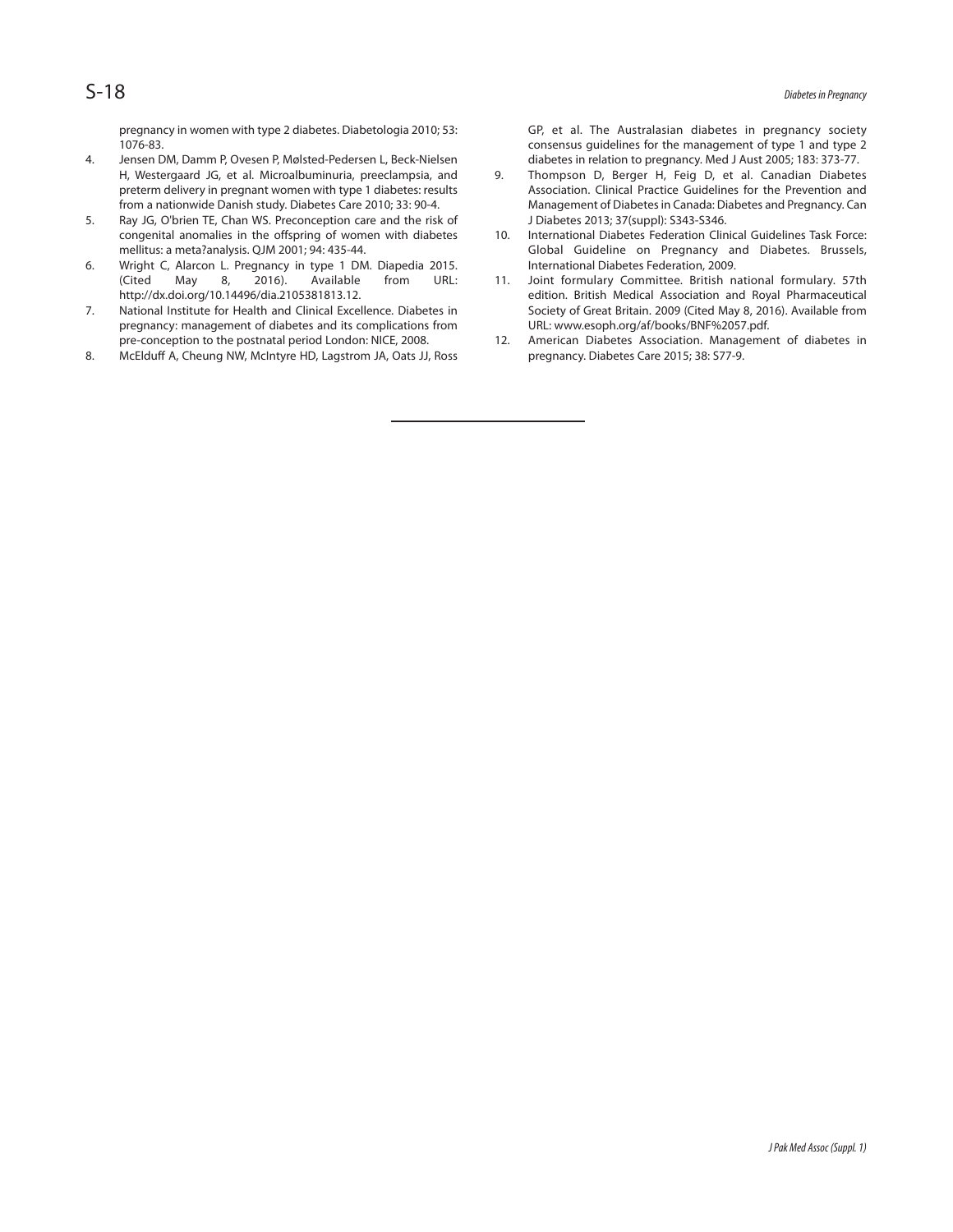pregnancy in women with type 2 diabetes. Diabetologia 2010; 53: 1076-83.

4. Jensen DM, Damm P, Ovesen P, Mølsted-Pedersen L, Beck-Nielsen H, Westergaard JG, et al. Microalbuminuria, preeclampsia, and preterm delivery in pregnant women with type 1 diabetes: results from a nationwide Danish study. Diabetes Care 2010; 33: 90-4.
5. Ray JG, O'brien TE, Chan WS. Preconception care and the risk of congenital anomalies in the offspring of women with diabetes mellitus: a meta?analysis. QJM 2001; 94: 435-44.
6. Wright C, Alarcon L. Pregnancy in type 1 DM. Diapedia 2015. (Cited May 8, 2016). Available from URL: http://dx.doi.org/10.14496/dia.2105381813.12.
7. National Institute for Health and Clinical Excellence. Diabetes in pregnancy: management of diabetes and its complications from pre-conception to the postnatal period London: NICE, 2008.
8. McElduff A, Cheung NW, McIntyre HD, Lagstrom JA, Oats JJ, Ross GP, et al. The Australasian diabetes in pregnancy society consensus guidelines for the management of type 1 and type 2 diabetes in relation to pregnancy. Med J Aust 2005; 183: 373-77.
9. Thompson D, Berger H, Feig D, et al. Canadian Diabetes Association. Clinical Practice Guidelines for the Prevention and Management of Diabetes in Canada: Diabetes and Pregnancy. Can J Diabetes 2013; 37(suppl): S343-S346.
10. International Diabetes Federation Clinical Guidelines Task Force: Global Guideline on Pregnancy and Diabetes. Brussels, International Diabetes Federation, 2009.
11. Joint formulary Committee. British national formulary. 57th edition. British Medical Association and Royal Pharmaceutical Society of Great Britain. 2009 (Cited May 8, 2016). Available from URL: www.esoph.org/af/books/BNF%2057.pdf.
12. American Diabetes Association. Management of diabetes in pregnancy. Diabetes Care 2015; 38: S77-9.